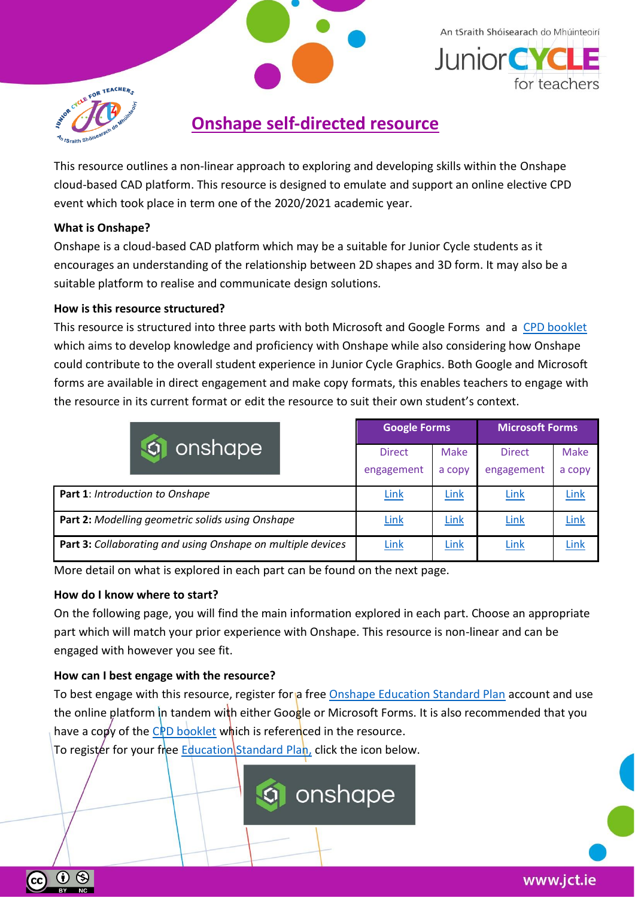# Onshape self-directed resource

This resource outlines a non-linear approach to exploring and developing skills within the Onshape cloud-based CAD platform. This resource is designed to emulate and support an online elective CPD event which took place in term one of the 2020/2021 academic year.

**What is Onshape?**

Onshape is a cloud-based CAD platform which may be a suitable for Junior Cycle students as it encourages an understanding of the relationship between 2D shapes and 3D form. It may also be a suitable platform to realise and communicate design solutions.

**How is this resource structured?**

This resource is structured into three parts with both Microsoft and Google Forms and a CPD booklet which aims to develop knowledge and proficiency with Onshape while also considering how Onshape could contribute to the overall student experience in Junior Cycle Graphics. Both Google and Microsoft forms are available in direct engagement and make copy formats, this enables teachers to engage with the resource in its current format or edit the resource to suit their own student's context.

| onshape | Google Forms | | Microsoft Forms | |
|---|---|---|---|---|
| | Direct engagement | Make a copy | Direct engagement | Make a copy |
| **Part 1**: *Introduction to Onshape* | Link | Link | Link | Link |
| **Part 2:** *Modelling geometric solids using Onshape* | Link | Link | Link | Link |
| **Part 3:** *Collaborating and using Onshape on multiple devices* | Link | Link | Link | Link |

More detail on what is explored in each part can be found on the next page.

**How do I know where to start?**

On the following page, you will find the main information explored in each part. Choose an appropriate part which will match your prior experience with Onshape. This resource is non-linear and can be engaged with however you see fit.

**How can I best engage with the resource?**

To best engage with this resource, register for a free Onshape Education Standard Plan account and use the online platform in tandem with either Google or Microsoft Forms. It is also recommended that you have a copy of the CPD booklet which is referenced in the resource.
To register for your free Education Standard Plan, click the icon below.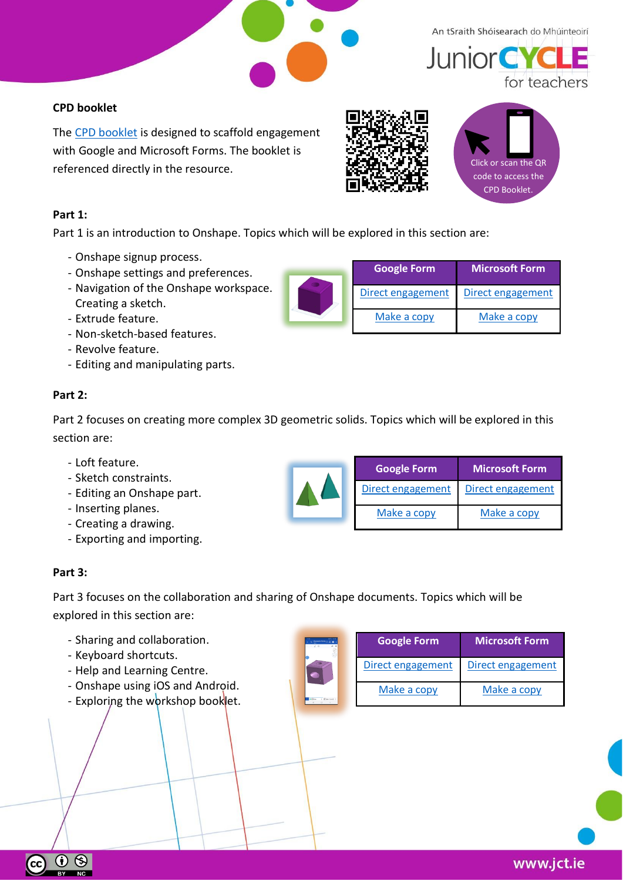**CPD booklet**

The CPD booklet is designed to scaffold engagement with Google and Microsoft Forms. The booklet is referenced directly in the resource.

Click or scan the QR code to access the CPD Booklet.

**Part 1:**

Part 1 is an introduction to Onshape. Topics which will be explored in this section are:

- Onshape signup process.
- Onshape settings and preferences.
- Navigation of the Onshape workspace. Creating a sketch.
- Extrude feature.
- Non-sketch-based features.
- Revolve feature.
- Editing and manipulating parts.

| Google Form | Microsoft Form |
|---|---|
| Direct engagement | Direct engagement |
| Make a copy | Make a copy |

**Part 2:**

Part 2 focuses on creating more complex 3D geometric solids. Topics which will be explored in this section are:

- Loft feature.
- Sketch constraints.
- Editing an Onshape part.
- Inserting planes.
- Creating a drawing.
- Exporting and importing.

| Google Form | Microsoft Form |
|---|---|
| Direct engagement | Direct engagement |
| Make a copy | Make a copy |

**Part 3:**

Part 3 focuses on the collaboration and sharing of Onshape documents. Topics which will be explored in this section are:

- Sharing and collaboration.
- Keyboard shortcuts.
- Help and Learning Centre.
- Onshape using iOS and Android.
- Exploring the workshop booklet.

| Google Form | Microsoft Form |
|---|---|
| Direct engagement | Direct engagement |
| Make a copy | Make a copy |